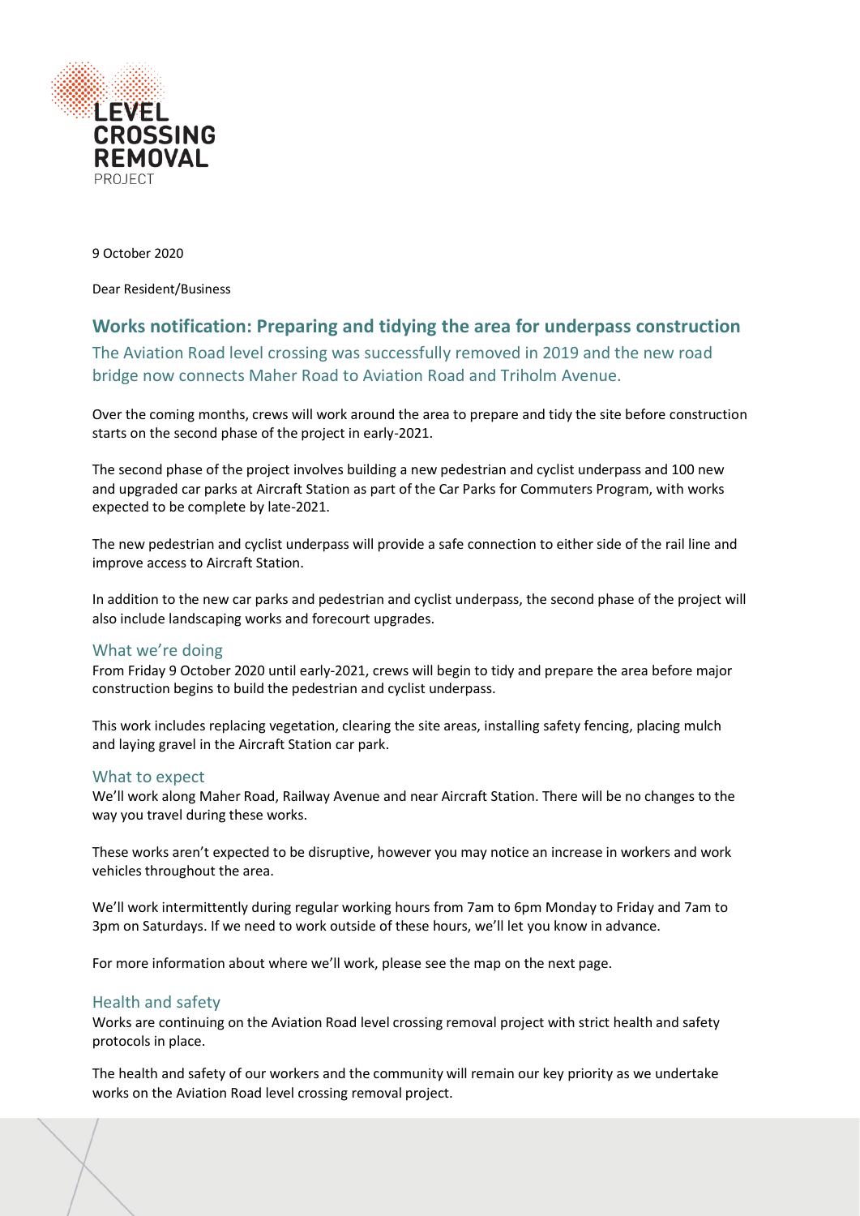LEVEL CROSSING REMOVAL PROJECT

9 October 2020

Dear Resident/Business

## Works notification: Preparing and tidying the area for underpass construction

The Aviation Road level crossing was successfully removed in 2019 and the new road bridge now connects Maher Road to Aviation Road and Triholm Avenue.

Over the coming months, crews will work around the area to prepare and tidy the site before construction starts on the second phase of the project in early-2021.

The second phase of the project involves building a new pedestrian and cyclist underpass and 100 new and upgraded car parks at Aircraft Station as part of the Car Parks for Commuters Program, with works expected to be complete by late-2021.

The new pedestrian and cyclist underpass will provide a safe connection to either side of the rail line and improve access to Aircraft Station.

In addition to the new car parks and pedestrian and cyclist underpass, the second phase of the project will also include landscaping works and forecourt upgrades.

### What we're doing

From Friday 9 October 2020 until early-2021, crews will begin to tidy and prepare the area before major construction begins to build the pedestrian and cyclist underpass.

This work includes replacing vegetation, clearing the site areas, installing safety fencing, placing mulch and laying gravel in the Aircraft Station car park.

### What to expect

We'll work along Maher Road, Railway Avenue and near Aircraft Station. There will be no changes to the way you travel during these works.

These works aren't expected to be disruptive, however you may notice an increase in workers and work vehicles throughout the area.

We'll work intermittently during regular working hours from 7am to 6pm Monday to Friday and 7am to 3pm on Saturdays. If we need to work outside of these hours, we'll let you know in advance.

For more information about where we'll work, please see the map on the next page.

### Health and safety

Works are continuing on the Aviation Road level crossing removal project with strict health and safety protocols in place.

The health and safety of our workers and the community will remain our key priority as we undertake works on the Aviation Road level crossing removal project.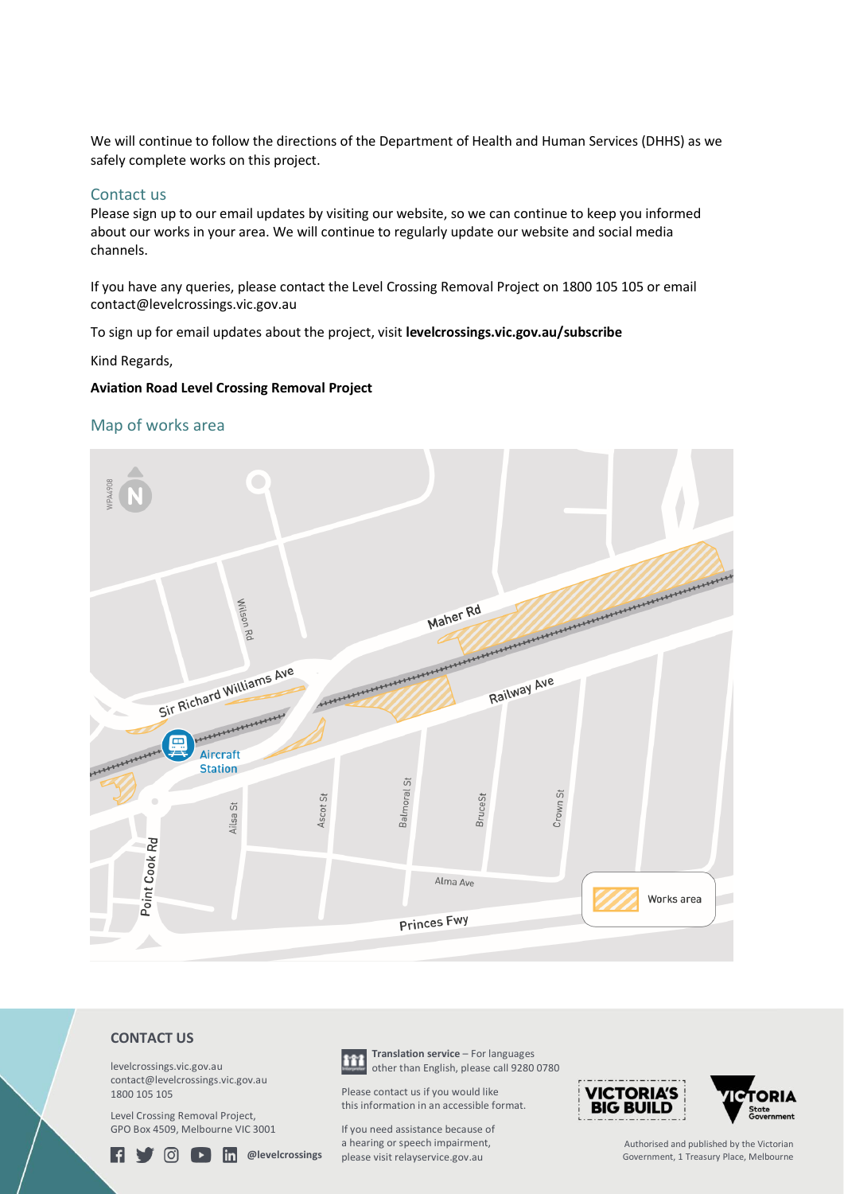We will continue to follow the directions of the Department of Health and Human Services (DHHS) as we safely complete works on this project.

## Contact us

Please sign up to our email updates by visiting our website, so we can continue to keep you informed about our works in your area. We will continue to regularly update our website and social media channels.

If you have any queries, please contact the Level Crossing Removal Project on 1800 105 105 or email contact@levelcrossings.vic.gov.au

To sign up for email updates about the project, visit **levelcrossings.vic.gov.au/subscribe**

Kind Regards,

**Aviation Road Level Crossing Removal Project**

## Map of works area

WPA4908
N
Maher Rd
Wilson Rd
Sir Richard Williams Ave
Railway Ave
Aircraft Station
Point Cook Rd
Ailsa St
Ascot St
Balmoral St
Bruce St
Crown St
Alma Ave
Princes Fwy
Works area

## CONTACT US

levelcrossings.vic.gov.au
contact@levelcrossings.vic.gov.au
1800 105 105

Level Crossing Removal Project,
GPO Box 4509, Melbourne VIC 3001

@levelcrossings

**Translation service** – For languages other than English, please call 9280 0780

Please contact us if you would like this information in an accessible format.

If you need assistance because of a hearing or speech impairment, please visit relayservice.gov.au

Authorised and published by the Victorian Government, 1 Treasury Place, Melbourne